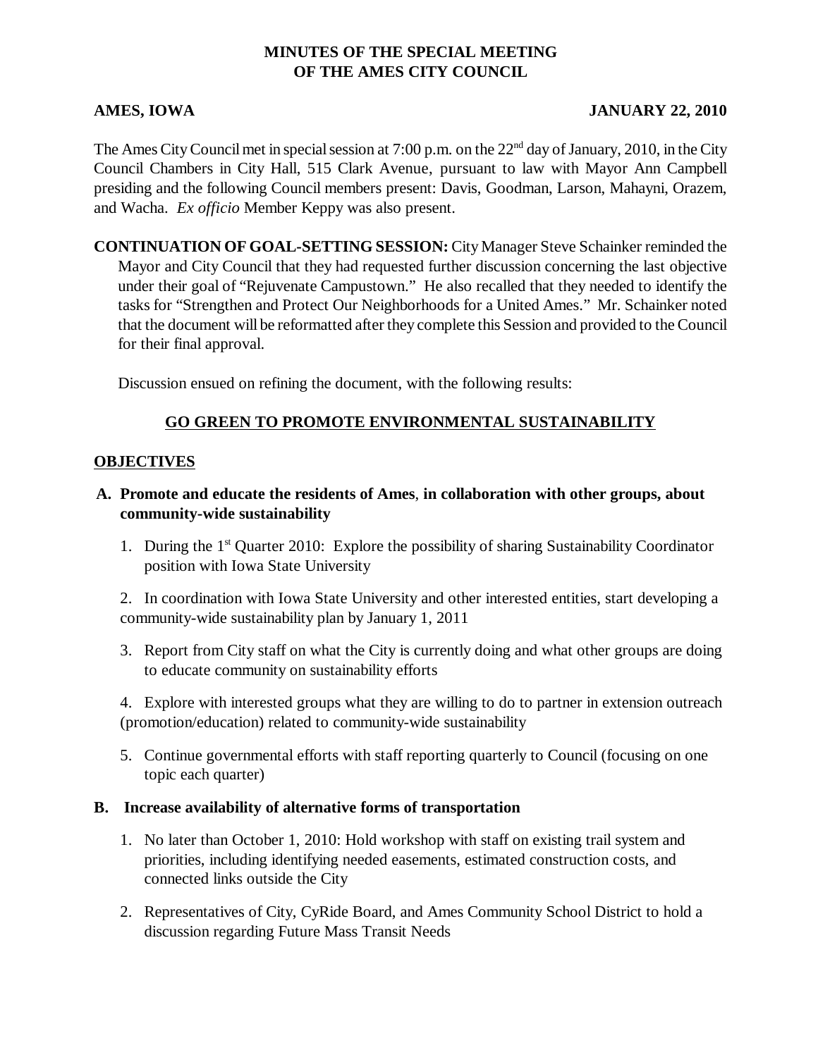# MINUTES OF THE SPECIAL MEETING OF THE AMES CITY COUNCIL

**AMES, IOWA** **JANUARY 22, 2010**

The Ames City Council met in special session at 7:00 p.m. on the 22nd day of January, 2010, in the City Council Chambers in City Hall, 515 Clark Avenue, pursuant to law with Mayor Ann Campbell presiding and the following Council members present: Davis, Goodman, Larson, Mahayni, Orazem, and Wacha. *Ex officio* Member Keppy was also present.

**CONTINUATION OF GOAL-SETTING SESSION:** City Manager Steve Schainker reminded the Mayor and City Council that they had requested further discussion concerning the last objective under their goal of "Rejuvenate Campustown." He also recalled that they needed to identify the tasks for "Strengthen and Protect Our Neighborhoods for a United Ames." Mr. Schainker noted that the document will be reformatted after they complete this Session and provided to the Council for their final approval.

Discussion ensued on refining the document, with the following results:

## GO GREEN TO PROMOTE ENVIRONMENTAL SUSTAINABILITY

### OBJECTIVES

**A. Promote and educate the residents of Ames, in collaboration with other groups, about community-wide sustainability**

1. During the 1st Quarter 2010: Explore the possibility of sharing Sustainability Coordinator position with Iowa State University
2. In coordination with Iowa State University and other interested entities, start developing a community-wide sustainability plan by January 1, 2011
3. Report from City staff on what the City is currently doing and what other groups are doing to educate community on sustainability efforts
4. Explore with interested groups what they are willing to do to partner in extension outreach (promotion/education) related to community-wide sustainability
5. Continue governmental efforts with staff reporting quarterly to Council (focusing on one topic each quarter)

**B. Increase availability of alternative forms of transportation**

1. No later than October 1, 2010: Hold workshop with staff on existing trail system and priorities, including identifying needed easements, estimated construction costs, and connected links outside the City
2. Representatives of City, CyRide Board, and Ames Community School District to hold a discussion regarding Future Mass Transit Needs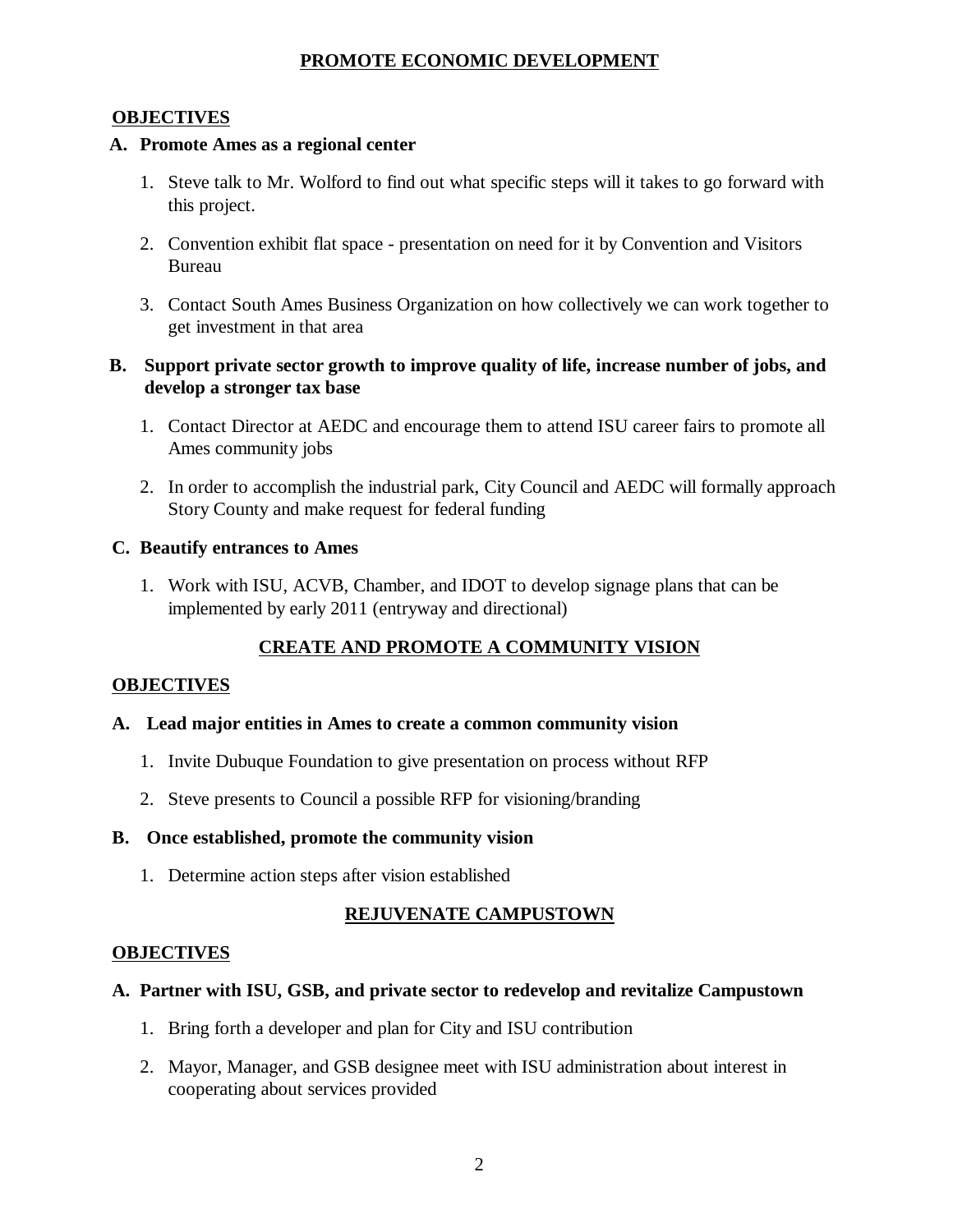## PROMOTE ECONOMIC DEVELOPMENT

### OBJECTIVES

**A. Promote Ames as a regional center**

1. Steve talk to Mr. Wolford to find out what specific steps will it takes to go forward with this project.
2. Convention exhibit flat space - presentation on need for it by Convention and Visitors Bureau
3. Contact South Ames Business Organization on how collectively we can work together to get investment in that area

**B. Support private sector growth to improve quality of life, increase number of jobs, and develop a stronger tax base**

1. Contact Director at AEDC and encourage them to attend ISU career fairs to promote all Ames community jobs
2. In order to accomplish the industrial park, City Council and AEDC will formally approach Story County and make request for federal funding

**C. Beautify entrances to Ames**

1. Work with ISU, ACVB, Chamber, and IDOT to develop signage plans that can be implemented by early 2011 (entryway and directional)

## CREATE AND PROMOTE A COMMUNITY VISION

### OBJECTIVES

**A. Lead major entities in Ames to create a common community vision**

1. Invite Dubuque Foundation to give presentation on process without RFP
2. Steve presents to Council a possible RFP for visioning/branding

**B. Once established, promote the community vision**

1. Determine action steps after vision established

## REJUVENATE CAMPUSTOWN

### OBJECTIVES

**A. Partner with ISU, GSB, and private sector to redevelop and revitalize Campustown**

1. Bring forth a developer and plan for City and ISU contribution
2. Mayor, Manager, and GSB designee meet with ISU administration about interest in cooperating about services provided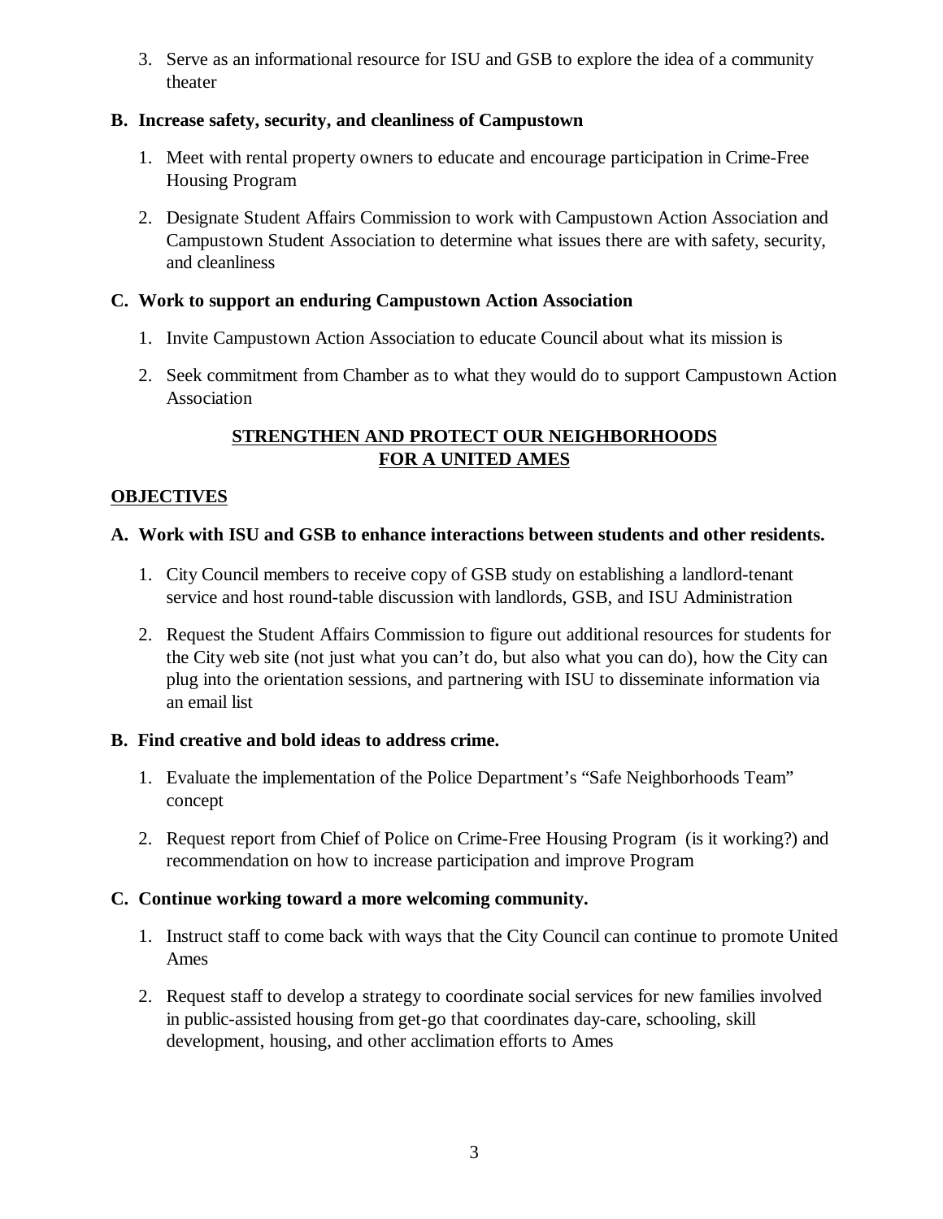3. Serve as an informational resource for ISU and GSB to explore the idea of a community theater

**B. Increase safety, security, and cleanliness of Campustown**

1. Meet with rental property owners to educate and encourage participation in Crime-Free Housing Program

2. Designate Student Affairs Commission to work with Campustown Action Association and Campustown Student Association to determine what issues there are with safety, security, and cleanliness

**C. Work to support an enduring Campustown Action Association**

1. Invite Campustown Action Association to educate Council about what its mission is

2. Seek commitment from Chamber as to what they would do to support Campustown Action Association

## STRENGTHEN AND PROTECT OUR NEIGHBORHOODS FOR A UNITED AMES

### OBJECTIVES

**A. Work with ISU and GSB to enhance interactions between students and other residents.**

1. City Council members to receive copy of GSB study on establishing a landlord-tenant service and host round-table discussion with landlords, GSB, and ISU Administration

2. Request the Student Affairs Commission to figure out additional resources for students for the City web site (not just what you can't do, but also what you can do), how the City can plug into the orientation sessions, and partnering with ISU to disseminate information via an email list

**B. Find creative and bold ideas to address crime.**

1. Evaluate the implementation of the Police Department's "Safe Neighborhoods Team" concept

2. Request report from Chief of Police on Crime-Free Housing Program (is it working?) and recommendation on how to increase participation and improve Program

**C. Continue working toward a more welcoming community.**

1. Instruct staff to come back with ways that the City Council can continue to promote United Ames

2. Request staff to develop a strategy to coordinate social services for new families involved in public-assisted housing from get-go that coordinates day-care, schooling, skill development, housing, and other acclimation efforts to Ames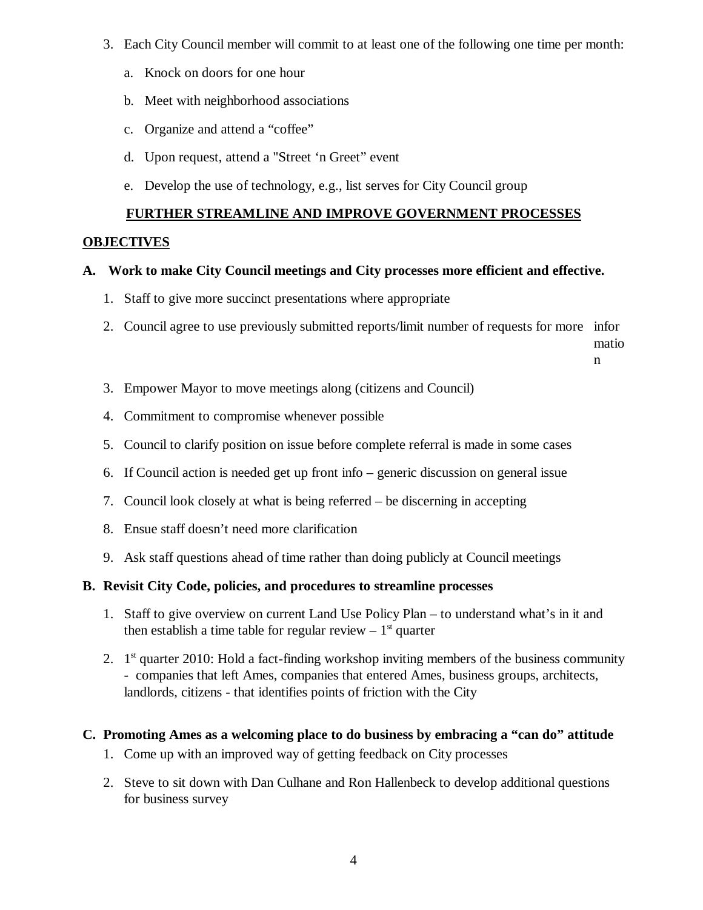3. Each City Council member will commit to at least one of the following one time per month:

    a. Knock on doors for one hour

    b. Meet with neighborhood associations

    c. Organize and attend a "coffee"

    d. Upon request, attend a "Street 'n Greet" event

    e. Develop the use of technology, e.g., list serves for City Council group

## FURTHER STREAMLINE AND IMPROVE GOVERNMENT PROCESSES

**OBJECTIVES**

**A. Work to make City Council meetings and City processes more efficient and effective.**

1. Staff to give more succinct presentations where appropriate
2. Council agree to use previously submitted reports/limit number of requests for more information
3. Empower Mayor to move meetings along (citizens and Council)
4. Commitment to compromise whenever possible
5. Council to clarify position on issue before complete referral is made in some cases
6. If Council action is needed get up front info – generic discussion on general issue
7. Council look closely at what is being referred – be discerning in accepting
8. Ensue staff doesn't need more clarification
9. Ask staff questions ahead of time rather than doing publicly at Council meetings

**B. Revisit City Code, policies, and procedures to streamline processes**

1. Staff to give overview on current Land Use Policy Plan – to understand what's in it and then establish a time table for regular review – 1st quarter
2. 1st quarter 2010: Hold a fact-finding workshop inviting members of the business community - companies that left Ames, companies that entered Ames, business groups, architects, landlords, citizens - that identifies points of friction with the City

**C. Promoting Ames as a welcoming place to do business by embracing a "can do" attitude**

1. Come up with an improved way of getting feedback on City processes
2. Steve to sit down with Dan Culhane and Ron Hallenbeck to develop additional questions for business survey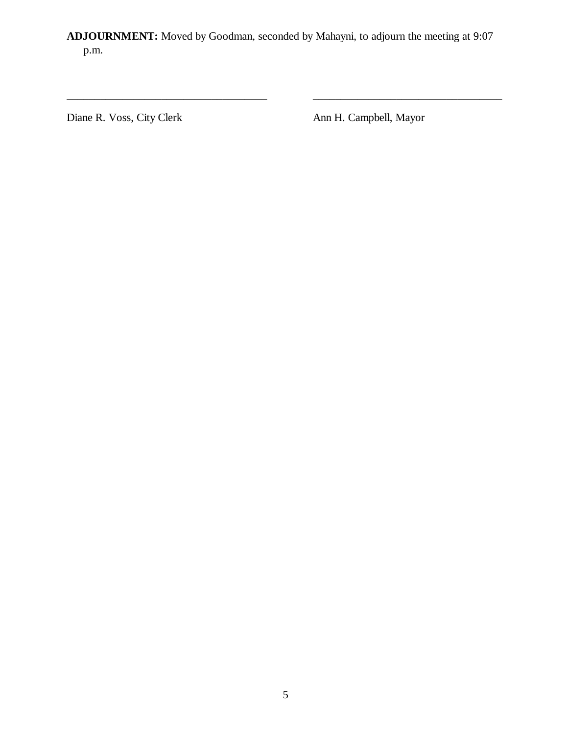**ADJOURNMENT:** Moved by Goodman, seconded by Mahayni, to adjourn the meeting at 9:07 p.m.

\_\_\_\_\_\_\_\_\_\_\_\_\_\_\_\_\_\_\_\_\_\_\_\_\_\_\_\_\_\_\_\_\_\_\_\_\_\_

Diane R. Voss, City Clerk

\_\_\_\_\_\_\_\_\_\_\_\_\_\_\_\_\_\_\_\_\_\_\_\_\_\_\_\_\_\_\_\_\_\_\_\_\_\_

Ann H. Campbell, Mayor